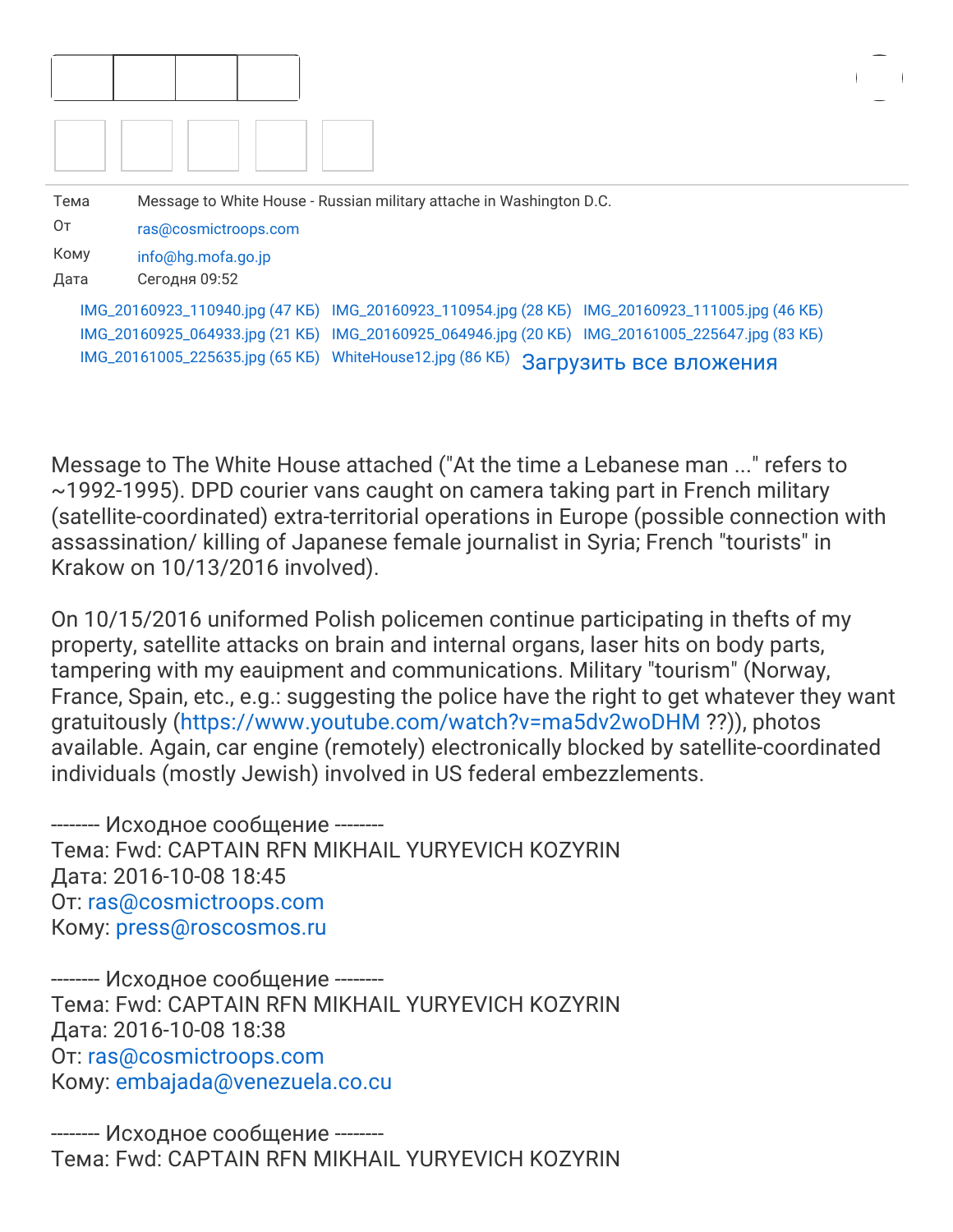| | |
|---|---|
| Тема | Message to White House - Russian military attache in Washington D.C. |
| От | ras@cosmictroops.com |
| Кому | info@hg.mofa.go.jp |
| Дата | Сегодня 09:52 |

IMG_20160923_110940.jpg (47 КБ) IMG_20160923_110954.jpg (28 КБ) IMG_20160923_111005.jpg (46 КБ) IMG_20160925_064933.jpg (21 КБ) IMG_20160925_064946.jpg (20 КБ) IMG_20161005_225647.jpg (83 КБ) IMG_20161005_225635.jpg (65 КБ) WhiteHouse12.jpg (86 КБ) Загрузить все вложения

Message to The White House attached ("At the time a Lebanese man ..." refers to ~1992-1995). DPD courier vans caught on camera taking part in French military (satellite-coordinated) extra-territorial operations in Europe (possible connection with assassination/ killing of Japanese female journalist in Syria; French "tourists" in Krakow on 10/13/2016 involved).

On 10/15/2016 uniformed Polish policemen continue participating in thefts of my property, satellite attacks on brain and internal organs, laser hits on body parts, tampering with my eauipment and communications. Military "tourism" (Norway, France, Spain, etc., e.g.: suggesting the police have the right to get whatever they want gratuitously (https://www.youtube.com/watch?v=ma5dv2woDHM ??)), photos available. Again, car engine (remotely) electronically blocked by satellite-coordinated individuals (mostly Jewish) involved in US federal embezzlements.

-------- Исходное сообщение --------
Тема: Fwd: CAPTAIN RFN MIKHAIL YURYEVICH KOZYRIN
Дата: 2016-10-08 18:45
От: ras@cosmictroops.com
Кому: press@roscosmos.ru

-------- Исходное сообщение --------
Тема: Fwd: CAPTAIN RFN MIKHAIL YURYEVICH KOZYRIN
Дата: 2016-10-08 18:38
От: ras@cosmictroops.com
Кому: embajada@venezuela.co.cu

-------- Исходное сообщение --------
Тема: Fwd: CAPTAIN RFN MIKHAIL YURYEVICH KOZYRIN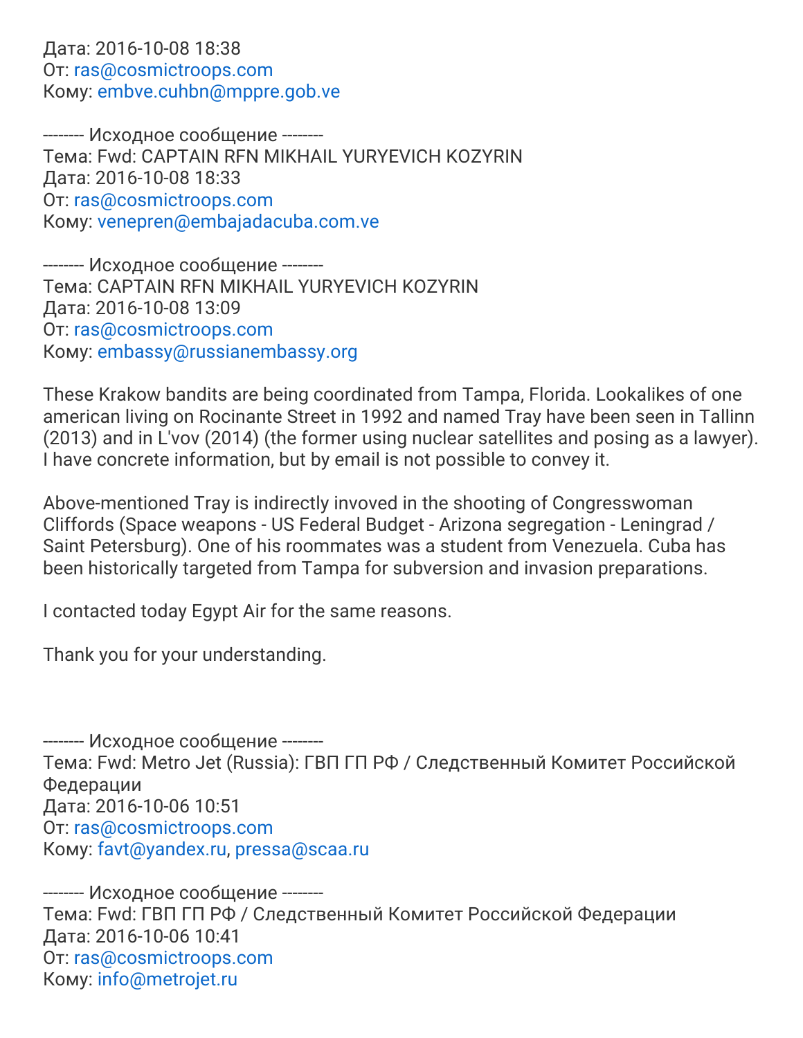Дата: 2016-10-08 18:38
От: ras@cosmictroops.com
Кому: embve.cuhbn@mppre.gob.ve

-------- Исходное сообщение --------
Тема: Fwd: CAPTAIN RFN MIKHAIL YURYEVICH KOZYRIN
Дата: 2016-10-08 18:33
От: ras@cosmictroops.com
Кому: venepren@embajadacuba.com.ve

-------- Исходное сообщение --------
Тема: CAPTAIN RFN MIKHAIL YURYEVICH KOZYRIN
Дата: 2016-10-08 13:09
От: ras@cosmictroops.com
Кому: embassy@russianembassy.org

These Krakow bandits are being coordinated from Tampa, Florida. Lookalikes of one american living on Rocinante Street in 1992 and named Tray have been seen in Tallinn (2013) and in L'vov (2014) (the former using nuclear satellites and posing as a lawyer). I have concrete information, but by email is not possible to convey it.

Above-mentioned Tray is indirectly invoved in the shooting of Congresswoman Cliffords (Space weapons - US Federal Budget - Arizona segregation - Leningrad / Saint Petersburg). One of his roommates was a student from Venezuela. Cuba has been historically targeted from Tampa for subversion and invasion preparations.

I contacted today Egypt Air for the same reasons.

Thank you for your understanding.

-------- Исходное сообщение --------
Тема: Fwd: Metro Jet (Russia): ГВП ГП РФ / Следственный Комитет Российской Федерации
Дата: 2016-10-06 10:51
От: ras@cosmictroops.com
Кому: favt@yandex.ru, pressa@scaa.ru

-------- Исходное сообщение --------
Тема: Fwd: ГВП ГП РФ / Следственный Комитет Российской Федерации
Дата: 2016-10-06 10:41
От: ras@cosmictroops.com
Кому: info@metrojet.ru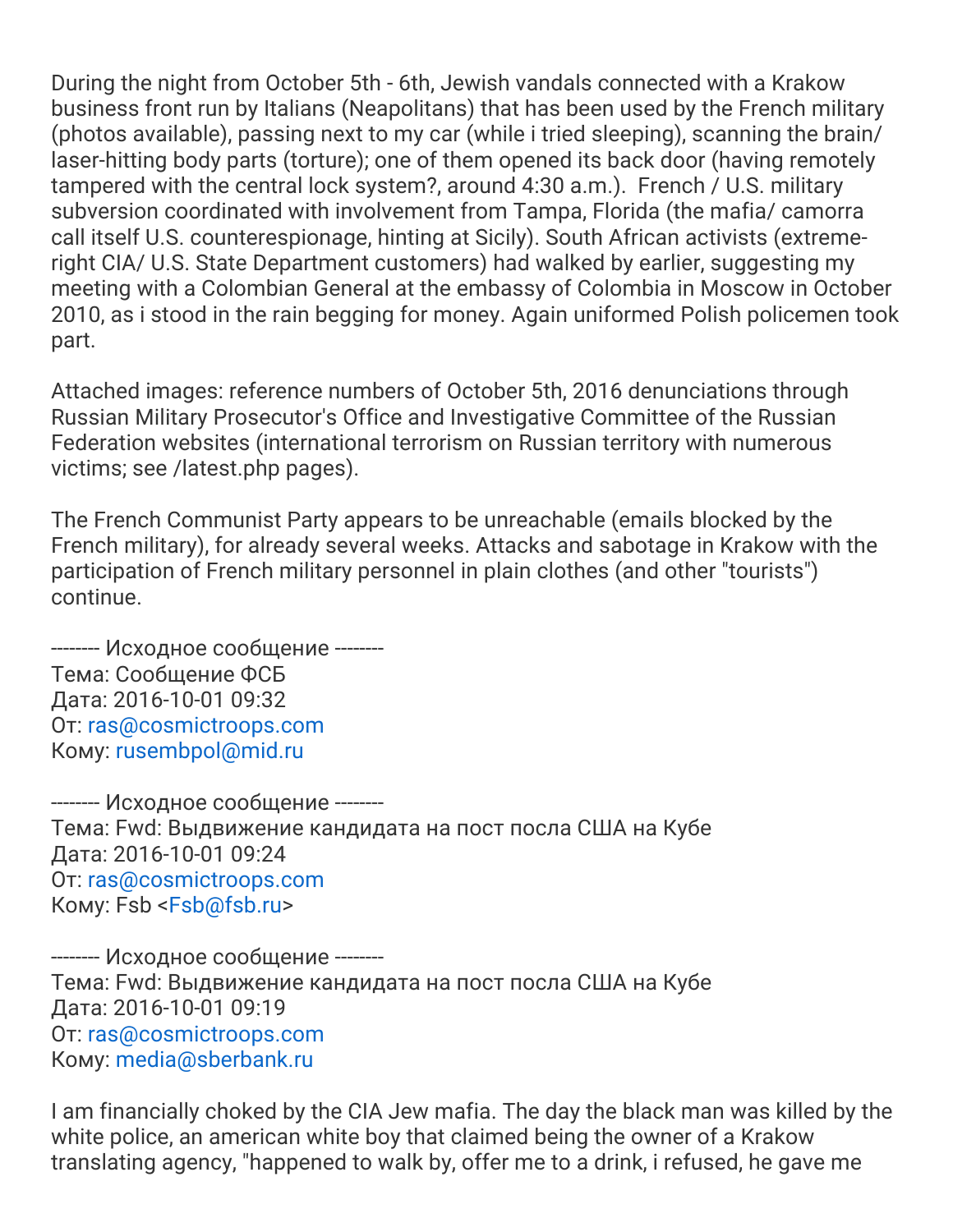During the night from October 5th - 6th, Jewish vandals connected with a Krakow business front run by Italians (Neapolitans) that has been used by the French military (photos available), passing next to my car (while i tried sleeping), scanning the brain/ laser-hitting body parts (torture); one of them opened its back door (having remotely tampered with the central lock system?, around 4:30 a.m.).  French / U.S. military subversion coordinated with involvement from Tampa, Florida (the mafia/ camorra call itself U.S. counterespionage, hinting at Sicily). South African activists (extreme-right CIA/ U.S. State Department customers) had walked by earlier, suggesting my meeting with a Colombian General at the embassy of Colombia in Moscow in October 2010, as i stood in the rain begging for money. Again uniformed Polish policemen took part.

Attached images: reference numbers of October 5th, 2016 denunciations through Russian Military Prosecutor's Office and Investigative Committee of the Russian Federation websites (international terrorism on Russian territory with numerous victims; see /latest.php pages).

The French Communist Party appears to be unreachable (emails blocked by the French military), for already several weeks. Attacks and sabotage in Krakow with the participation of French military personnel in plain clothes (and other "tourists") continue.

-------- Исходное сообщение --------
Тема: Сообщение ФСБ
Дата: 2016-10-01 09:32
От: ras@cosmictroops.com
Кому: rusembpol@mid.ru

-------- Исходное сообщение --------
Тема: Fwd: Выдвижение кандидата на пост посла США на Кубе
Дата: 2016-10-01 09:24
От: ras@cosmictroops.com
Кому: Fsb <Fsb@fsb.ru>

-------- Исходное сообщение --------
Тема: Fwd: Выдвижение кандидата на пост посла США на Кубе
Дата: 2016-10-01 09:19
От: ras@cosmictroops.com
Кому: media@sberbank.ru

I am financially choked by the CIA Jew mafia. The day the black man was killed by the white police, an american white boy that claimed being the owner of a Krakow translating agency, "happened to walk by, offer me to a drink, i refused, he gave me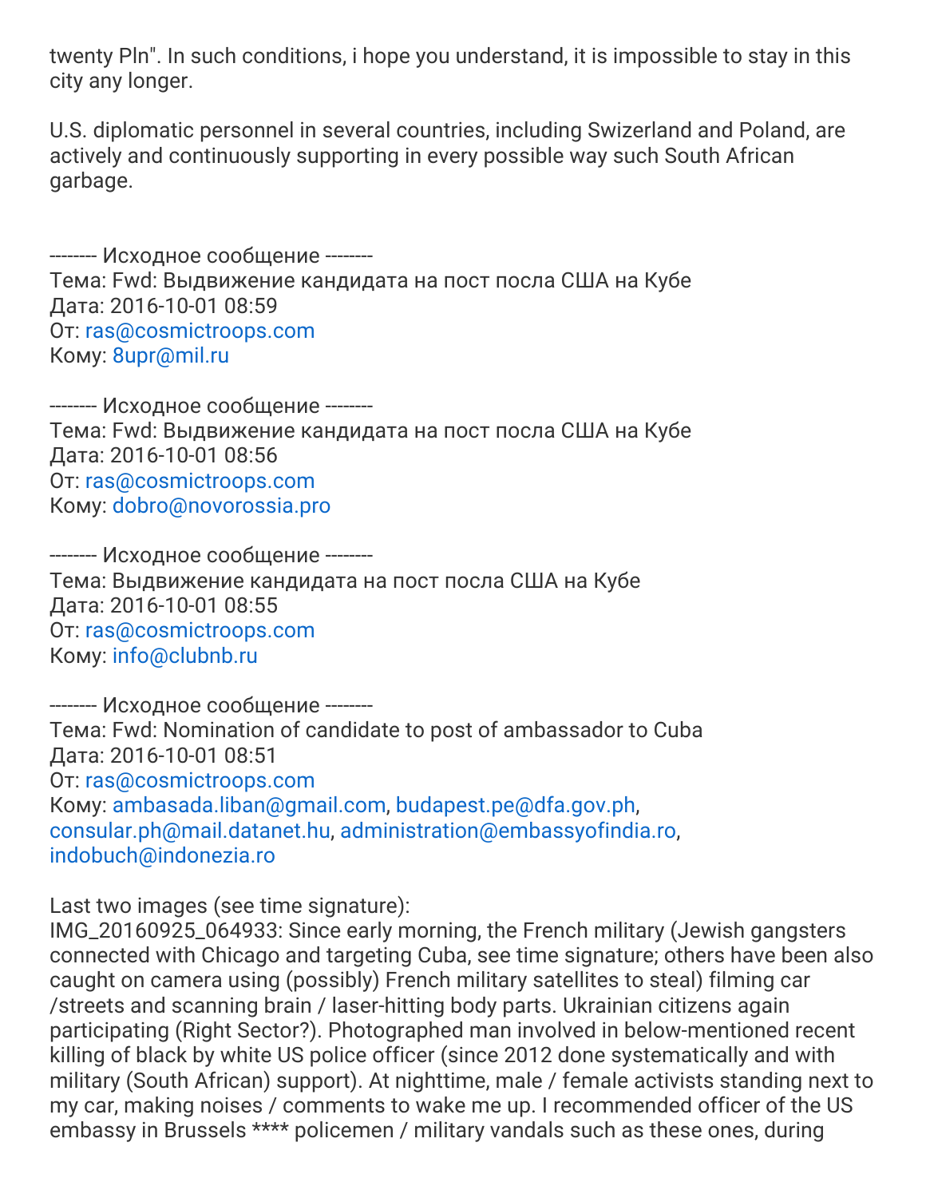twenty Pln". In such conditions, i hope you understand, it is impossible to stay in this city any longer.

U.S. diplomatic personnel in several countries, including Swizerland and Poland, are actively and continuously supporting in every possible way such South African garbage.

-------- Исходное сообщение --------
Тема: Fwd: Выдвижение кандидата на пост посла США на Кубе
Дата: 2016-10-01 08:59
От: ras@cosmictroops.com
Кому: 8upr@mil.ru

-------- Исходное сообщение --------
Тема: Fwd: Выдвижение кандидата на пост посла США на Кубе
Дата: 2016-10-01 08:56
От: ras@cosmictroops.com
Кому: dobro@novorossia.pro

-------- Исходное сообщение --------
Тема: Выдвижение кандидата на пост посла США на Кубе
Дата: 2016-10-01 08:55
От: ras@cosmictroops.com
Кому: info@clubnb.ru

-------- Исходное сообщение --------
Тема: Fwd: Nomination of candidate to post of ambassador to Cuba
Дата: 2016-10-01 08:51
От: ras@cosmictroops.com
Кому: ambasada.liban@gmail.com, budapest.pe@dfa.gov.ph, consular.ph@mail.datanet.hu, administration@embassyofindia.ro, indobuch@indonezia.ro

Last two images (see time signature):
IMG_20160925_064933: Since early morning, the French military (Jewish gangsters connected with Chicago and targeting Cuba, see time signature; others have been also caught on camera using (possibly) French military satellites to steal) filming car /streets and scanning brain / laser-hitting body parts. Ukrainian citizens again participating (Right Sector?). Photographed man involved in below-mentioned recent killing of black by white US police officer (since 2012 done systematically and with military (South African) support). At nighttime, male / female activists standing next to my car, making noises / comments to wake me up. I recommended officer of the US embassy in Brussels **** policemen / military vandals such as these ones, during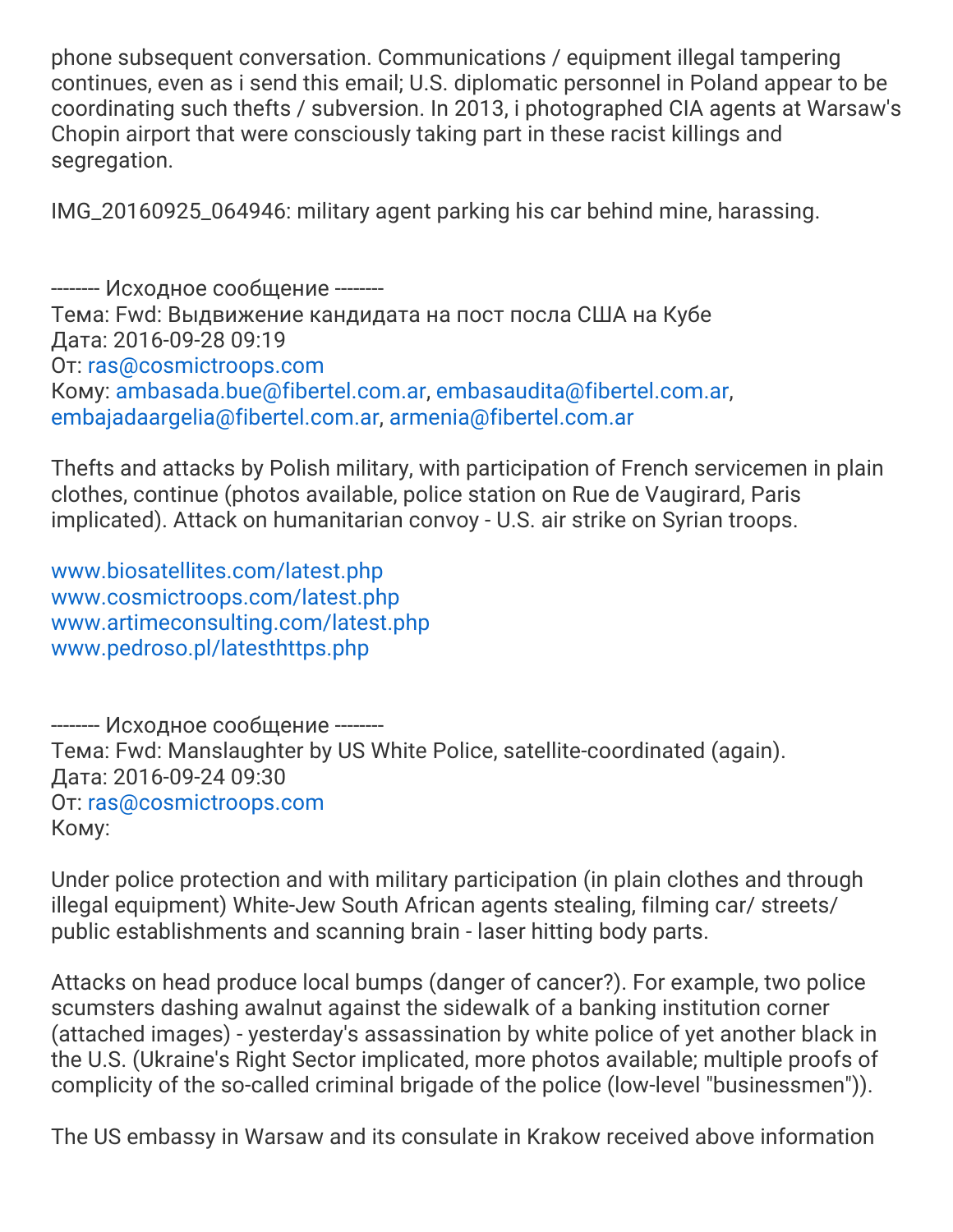phone subsequent conversation. Communications / equipment illegal tampering continues, even as i send this email; U.S. diplomatic personnel in Poland appear to be coordinating such thefts / subversion. In 2013, i photographed CIA agents at Warsaw's Chopin airport that were consciously taking part in these racist killings and segregation.

IMG_20160925_064946: military agent parking his car behind mine, harassing.

-------- Исходное сообщение --------
Тема: Fwd: Выдвижение кандидата на пост посла США на Кубе
Дата: 2016-09-28 09:19
От: ras@cosmictroops.com
Кому: ambasada.bue@fibertel.com.ar, embasaudita@fibertel.com.ar, embajadaargelia@fibertel.com.ar, armenia@fibertel.com.ar

Thefts and attacks by Polish military, with participation of French servicemen in plain clothes, continue (photos available, police station on Rue de Vaugirard, Paris implicated). Attack on humanitarian convoy - U.S. air strike on Syrian troops.

www.biosatellites.com/latest.php
www.cosmictroops.com/latest.php
www.artimeconsulting.com/latest.php
www.pedroso.pl/latesthttps.php

-------- Исходное сообщение --------
Тема: Fwd: Manslaughter by US White Police, satellite-coordinated (again).
Дата: 2016-09-24 09:30
От: ras@cosmictroops.com
Кому:

Under police protection and with military participation (in plain clothes and through illegal equipment) White-Jew South African agents stealing, filming car/ streets/ public establishments and scanning brain - laser hitting body parts.

Attacks on head produce local bumps (danger of cancer?). For example, two police scumsters dashing awalnut against the sidewalk of a banking institution corner (attached images) - yesterday's assassination by white police of yet another black in the U.S. (Ukraine's Right Sector implicated, more photos available; multiple proofs of complicity of the so-called criminal brigade of the police (low-level "businessmen")).

The US embassy in Warsaw and its consulate in Krakow received above information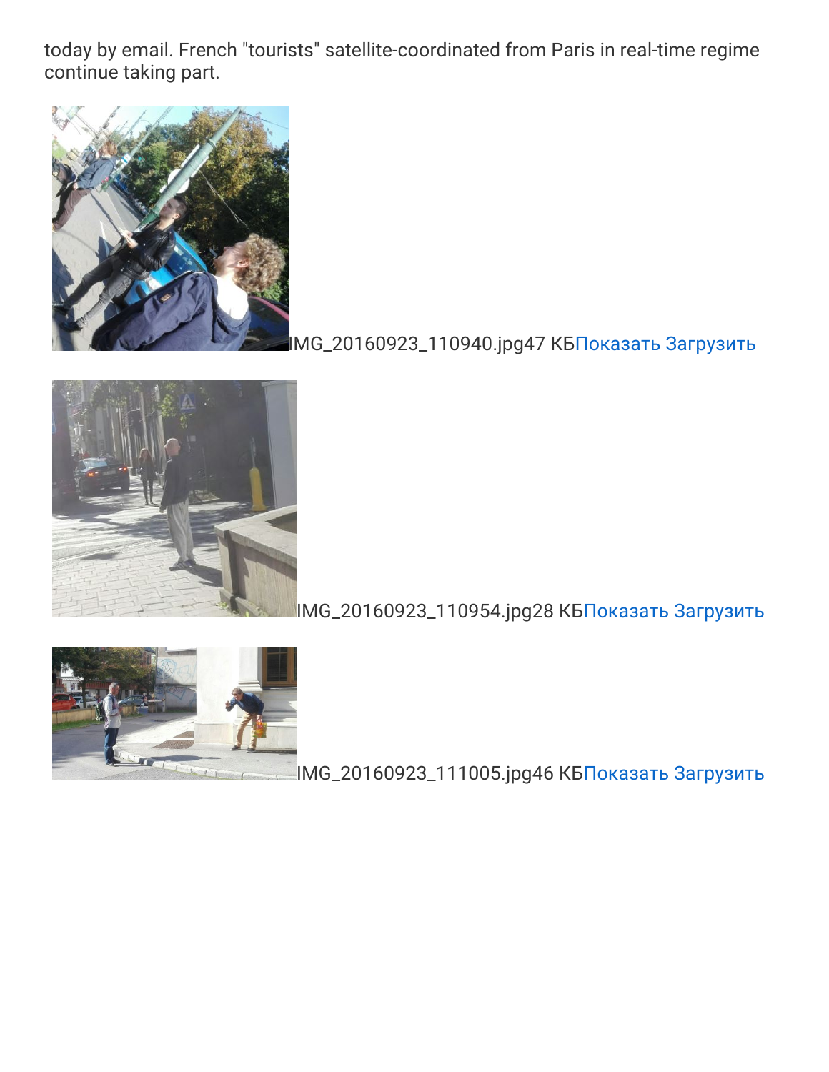today by email. French "tourists" satellite-coordinated from Paris in real-time regime continue taking part.

IMG_20160923_110940.jpg47 КБПоказать Загрузить

IMG_20160923_110954.jpg28 КБПоказать Загрузить

IMG_20160923_111005.jpg46 КБПоказать Загрузить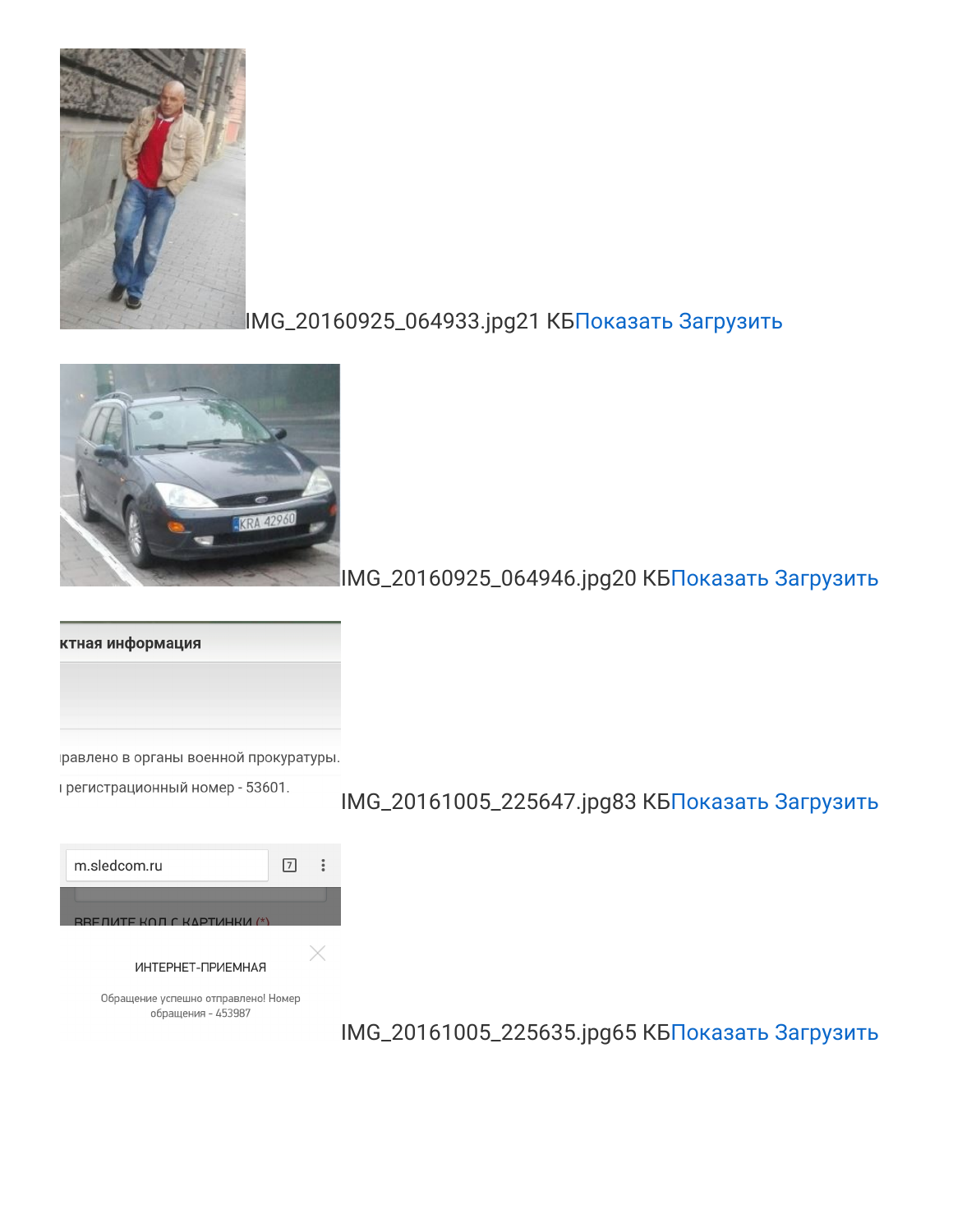IMG_20160925_064933.jpg21 КБПоказать Загрузить

IMG_20160925_064946.jpg20 КБПоказать Загрузить

ктная информация

правлено в органы военной прокуратуры.

регистрационный номер - 53601.

IMG_20161005_225647.jpg83 КБПоказать Загрузить

m.sledcom.ru

ВВЕДИТЕ КОД С КАРТИНКИ (*)

ИНТЕРНЕТ-ПРИЕМНАЯ

Обращение успешно отправлено! Номер обращения - 453987

IMG_20161005_225635.jpg65 КБПоказать Загрузить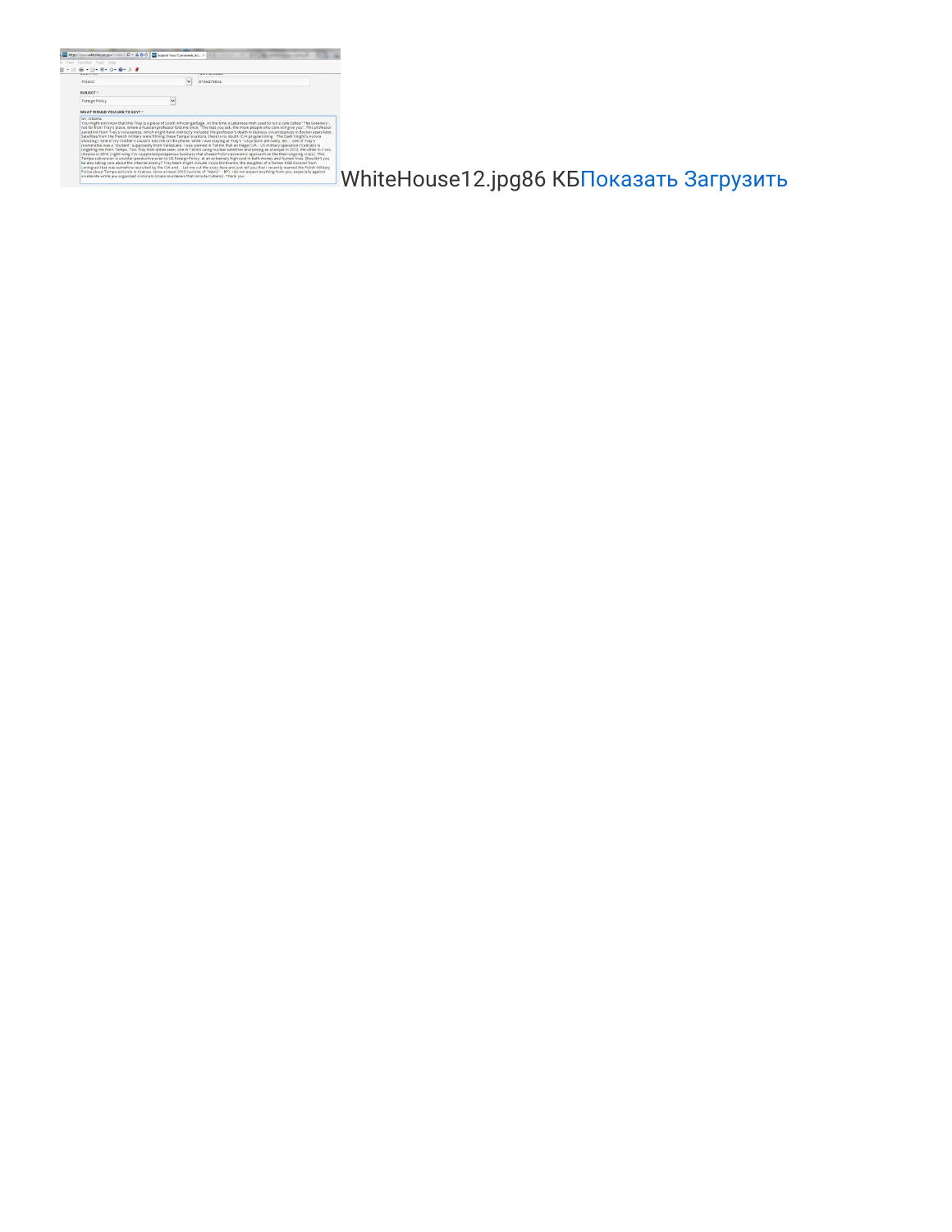WhiteHouse12.jpg86 КБПоказать Загрузить